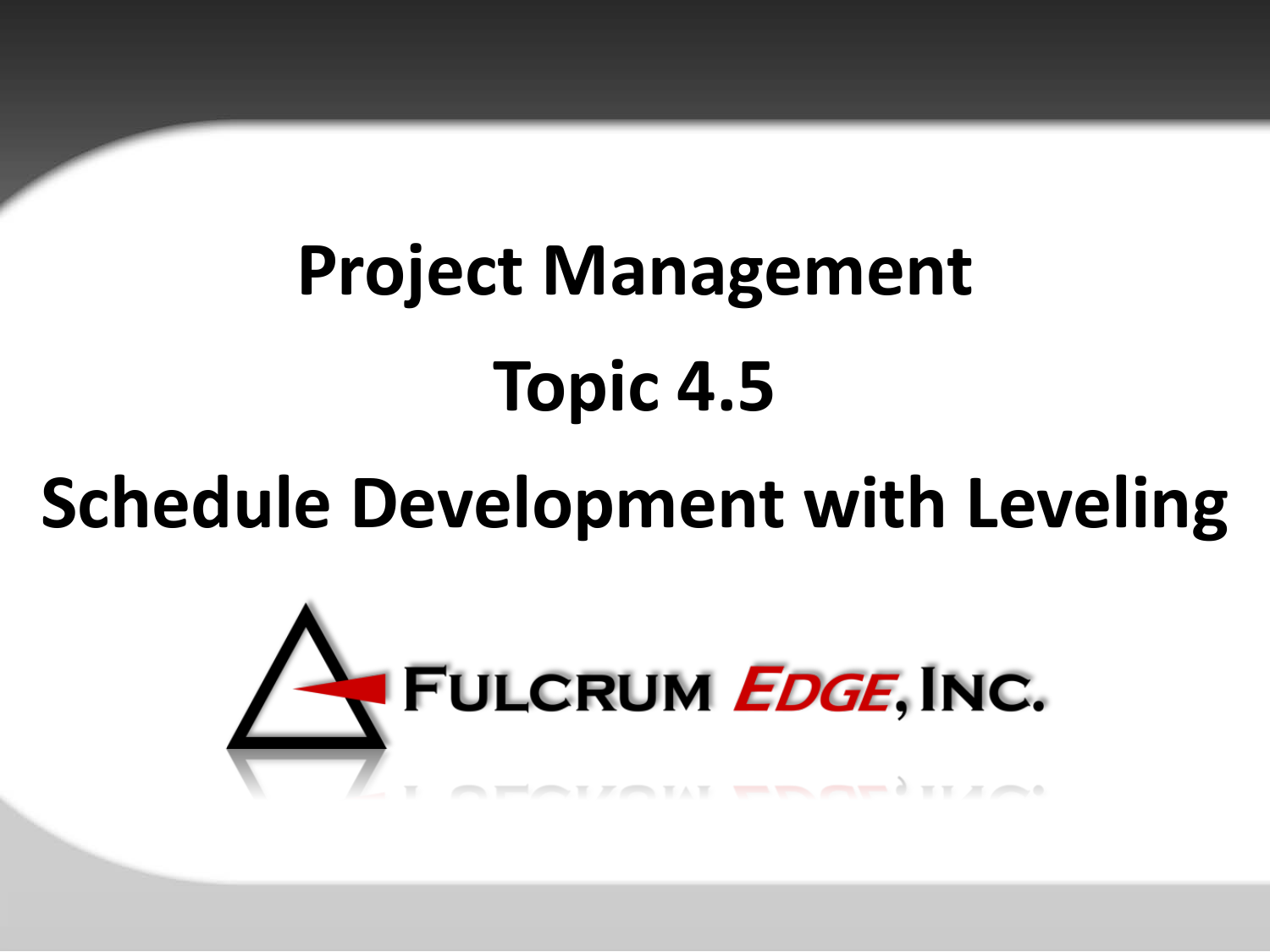# Project Management

## Topic 4.5

## Schedule Development with Leveling

FULCRUM EDGE, INC.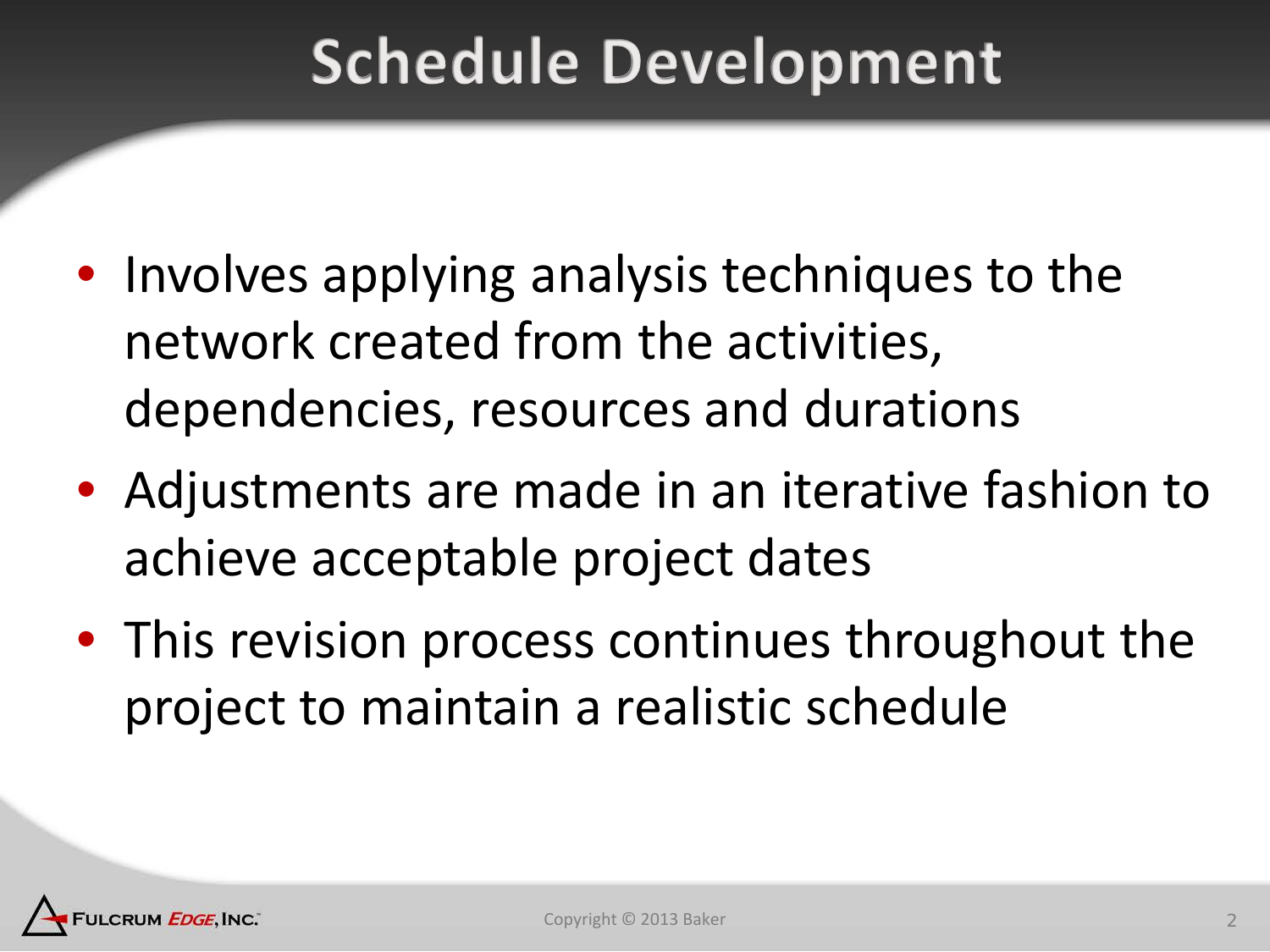# Schedule Development

- Involves applying analysis techniques to the network created from the activities, dependencies, resources and durations
- Adjustments are made in an iterative fashion to achieve acceptable project dates
- This revision process continues throughout the project to maintain a realistic schedule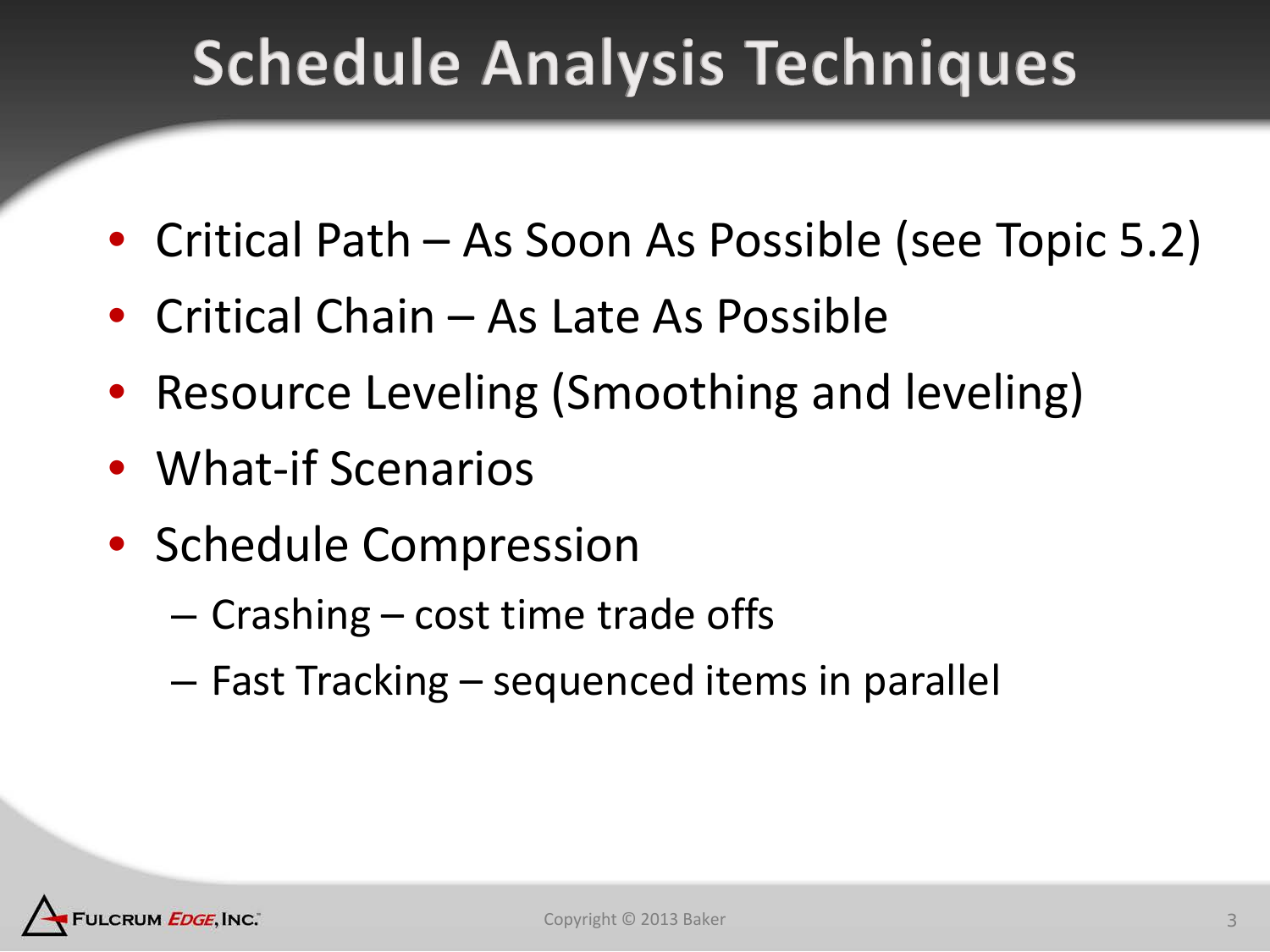# Schedule Analysis Techniques

- Critical Path – As Soon As Possible (see Topic 5.2)
- Critical Chain – As Late As Possible
- Resource Leveling (Smoothing and leveling)
- What-if Scenarios
- Schedule Compression
  - Crashing – cost time trade offs
  - Fast Tracking – sequenced items in parallel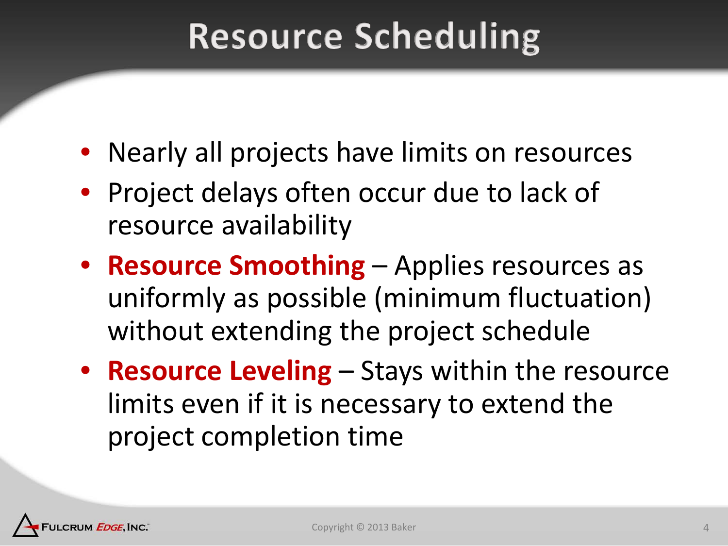# Resource Scheduling

- Nearly all projects have limits on resources
- Project delays often occur due to lack of resource availability
- **Resource Smoothing** – Applies resources as uniformly as possible (minimum fluctuation) without extending the project schedule
- **Resource Leveling** – Stays within the resource limits even if it is necessary to extend the project completion time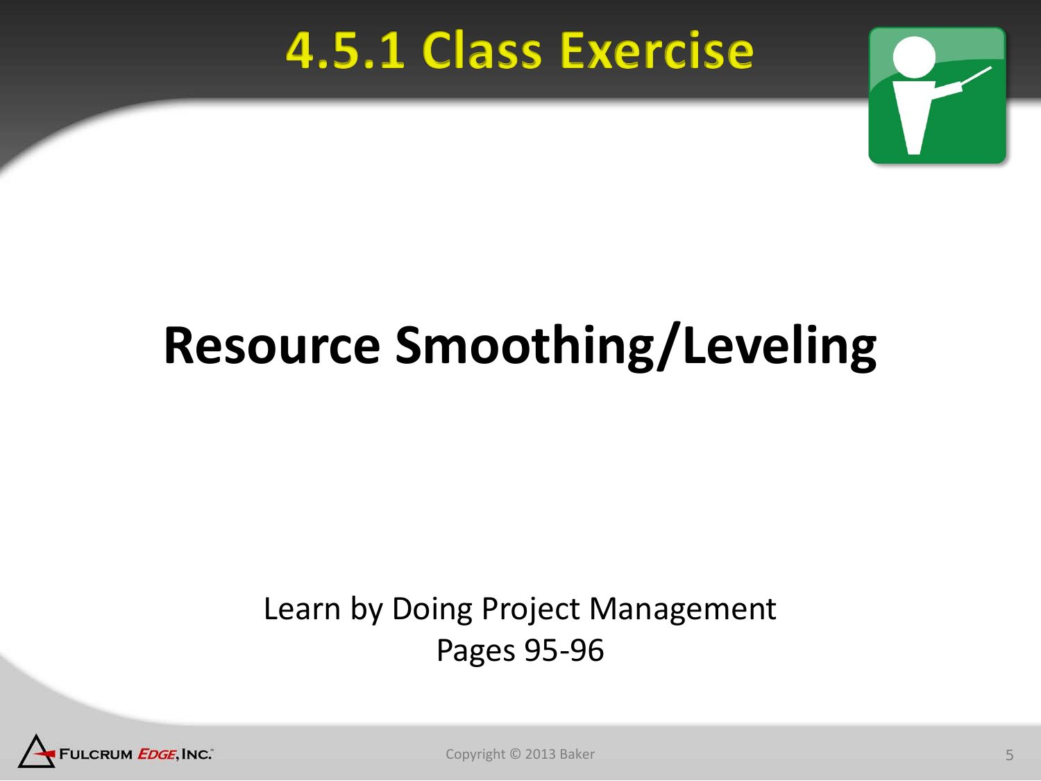# 4.5.1 Class Exercise

## Resource Smoothing/Leveling

Learn by Doing Project Management
Pages 95-96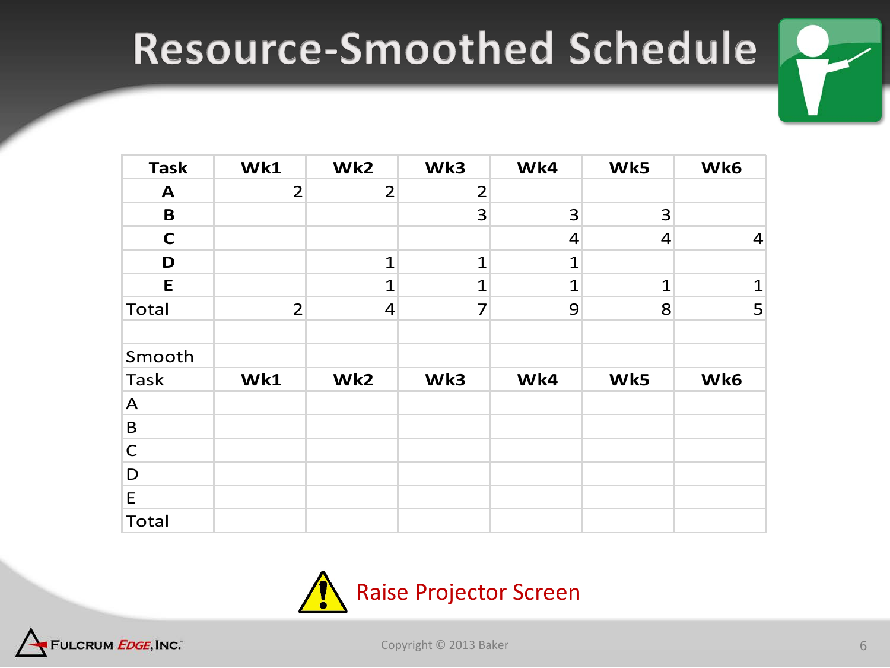# Resource-Smoothed Schedule

| Task | Wk1 | Wk2 | Wk3 | Wk4 | Wk5 | Wk6 |
|---|---|---|---|---|---|---|
| **A** | 2 | 2 | 2 | | | |
| **B** | | | 3 | 3 | 3 | |
| **C** | | | | 4 | 4 | 4 |
| **D** | | 1 | 1 | 1 | | |
| **E** | | 1 | 1 | 1 | 1 | 1 |
| Total | 2 | 4 | 7 | 9 | 8 | 5 |
| | | | | | | |
| Smooth | | | | | | |
| Task | **Wk1** | **Wk2** | **Wk3** | **Wk4** | **Wk5** | **Wk6** |
| A | | | | | | |
| B | | | | | | |
| C | | | | | | |
| D | | | | | | |
| E | | | | | | |
| Total | | | | | | |

Raise Projector Screen

Fulcrum *Edge*, Inc.

Copyright © 2013 Baker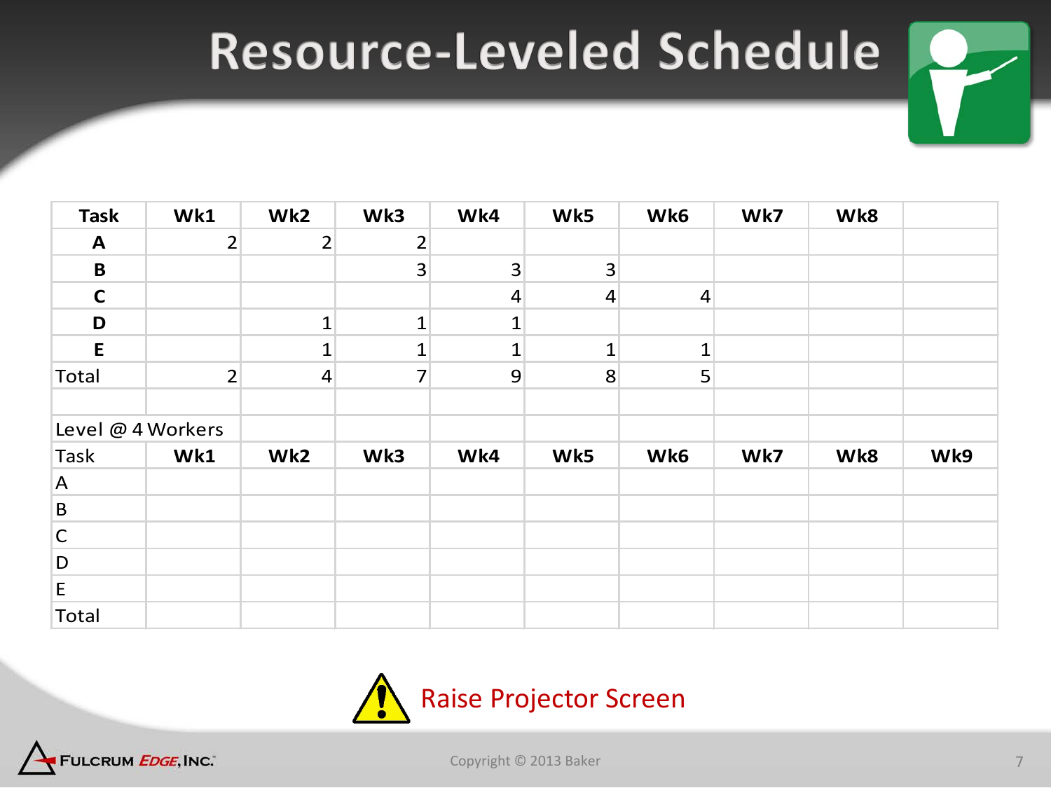# Resource-Leveled Schedule

| Task | Wk1 | Wk2 | Wk3 | Wk4 | Wk5 | Wk6 | Wk7 | Wk8 | |
|---|---|---|---|---|---|---|---|---|---|
| A | 2 | 2 | 2 | | | | | | |
| B | | | 3 | 3 | 3 | | | | |
| C | | | | 4 | 4 | 4 | | | |
| D | | 1 | 1 | 1 | | | | | |
| E | | 1 | 1 | 1 | 1 | 1 | | | |
| Total | 2 | 4 | 7 | 9 | 8 | 5 | | | |
| | | | | | | | | | |
| Level @ 4 Workers | | | | | | | | | |
| Task | Wk1 | Wk2 | Wk3 | Wk4 | Wk5 | Wk6 | Wk7 | Wk8 | Wk9 |
| A | | | | | | | | | |
| B | | | | | | | | | |
| C | | | | | | | | | |
| D | | | | | | | | | |
| E | | | | | | | | | |
| Total | | | | | | | | | |

Raise Projector Screen

Fulcrum Edge, Inc.

Copyright © 2013 Baker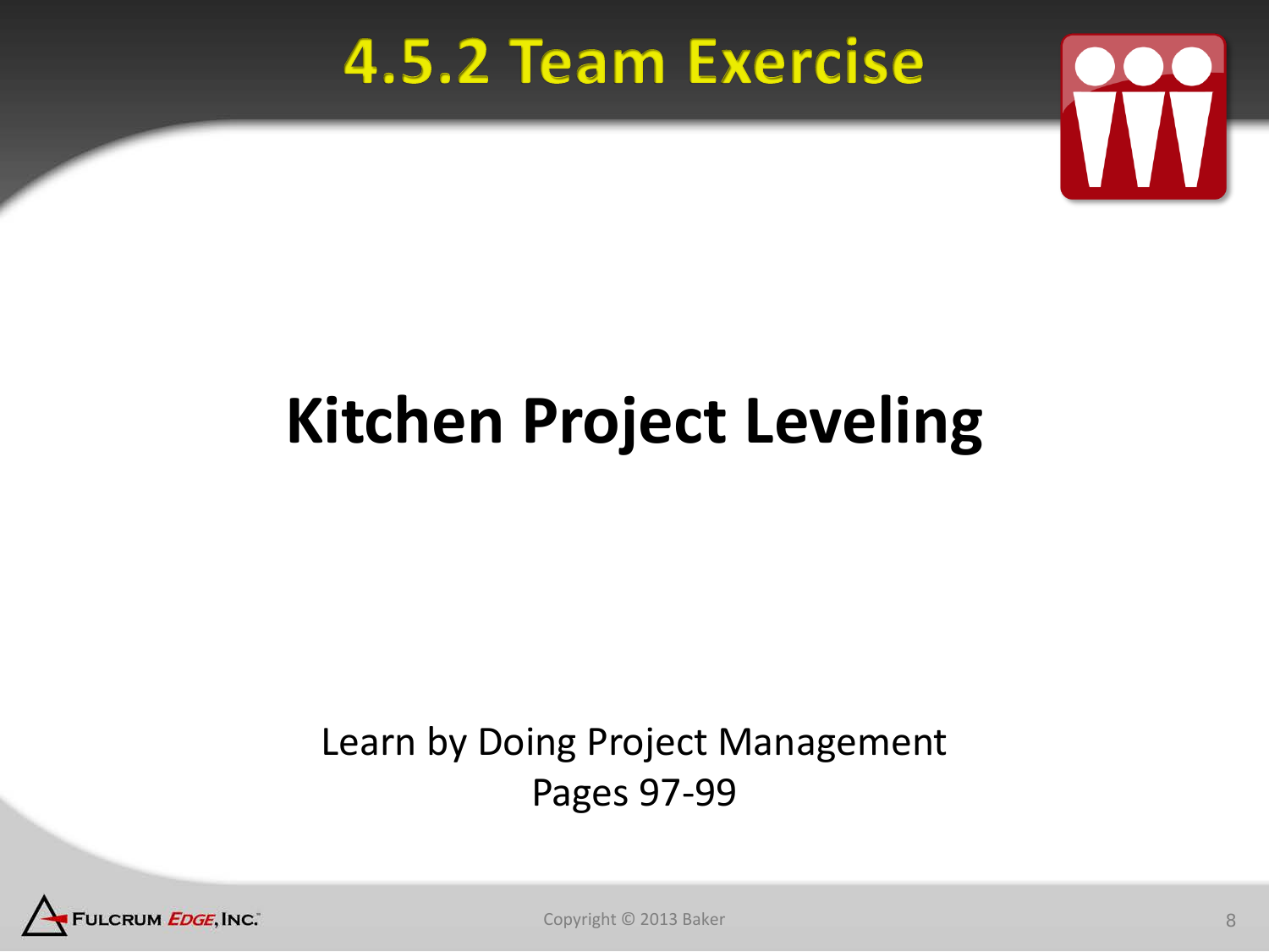# 4.5.2 Team Exercise

## Kitchen Project Leveling

Learn by Doing Project Management
Pages 97-99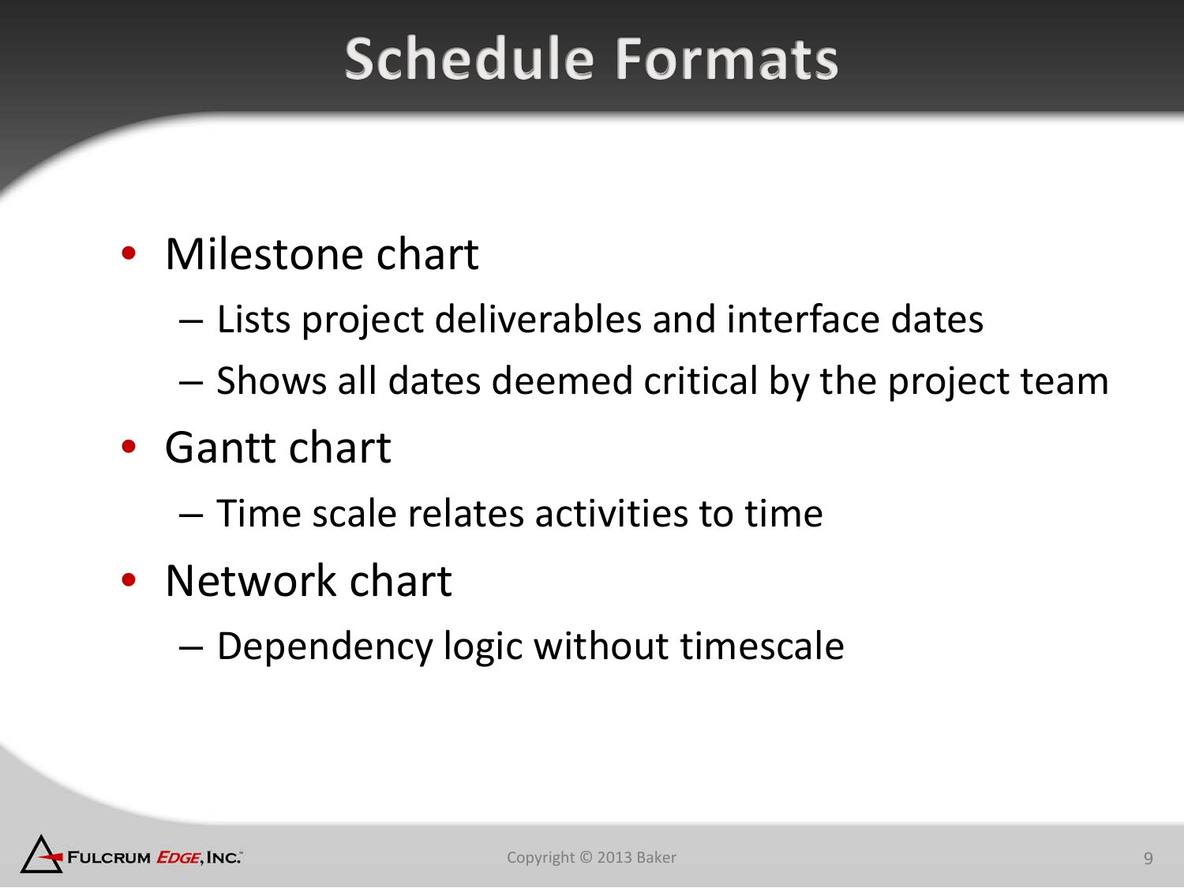# Schedule Formats

- Milestone chart
  - Lists project deliverables and interface dates
  - Shows all dates deemed critical by the project team
- Gantt chart
  - Time scale relates activities to time
- Network chart
  - Dependency logic without timescale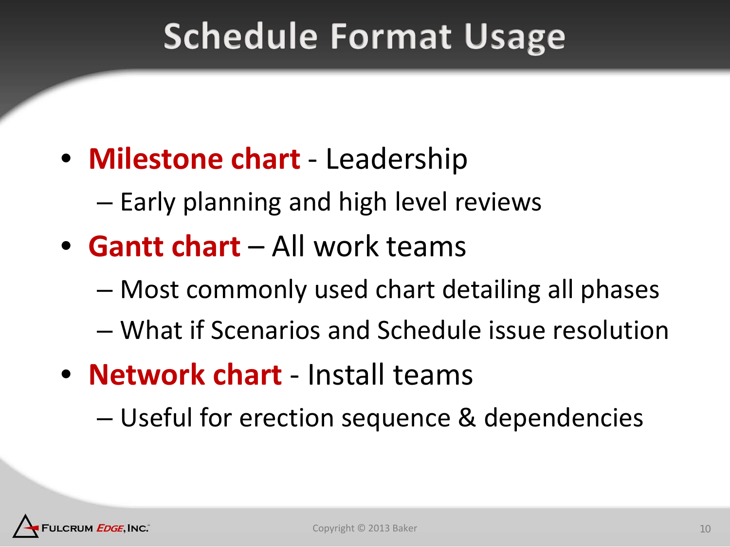# Schedule Format Usage

- **Milestone chart** - Leadership
  - Early planning and high level reviews
- **Gantt chart** – All work teams
  - Most commonly used chart detailing all phases
  - What if Scenarios and Schedule issue resolution
- **Network chart** - Install teams
  - Useful for erection sequence & dependencies

Copyright © 2013 Baker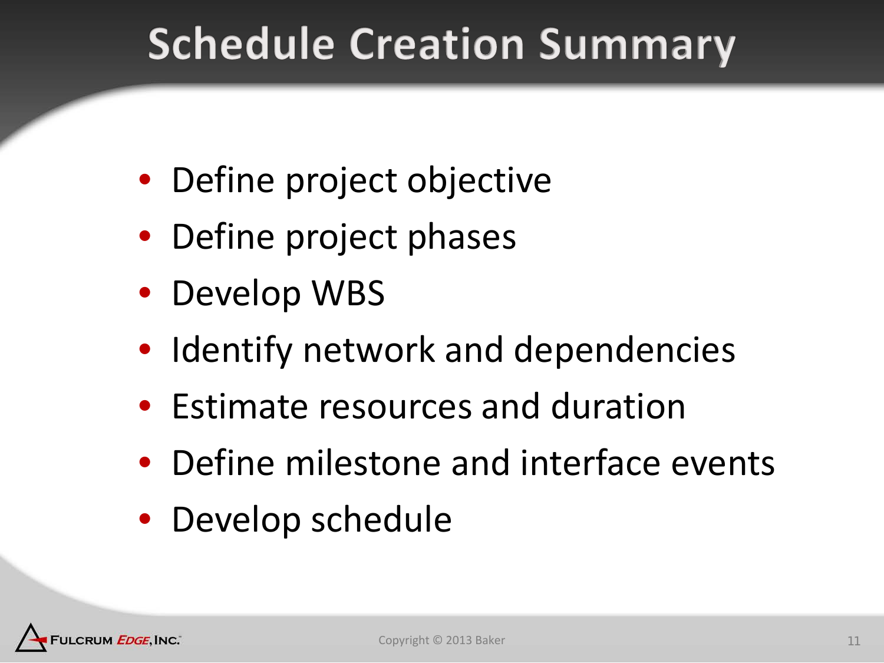# Schedule Creation Summary

- Define project objective
- Define project phases
- Develop WBS
- Identify network and dependencies
- Estimate resources and duration
- Define milestone and interface events
- Develop schedule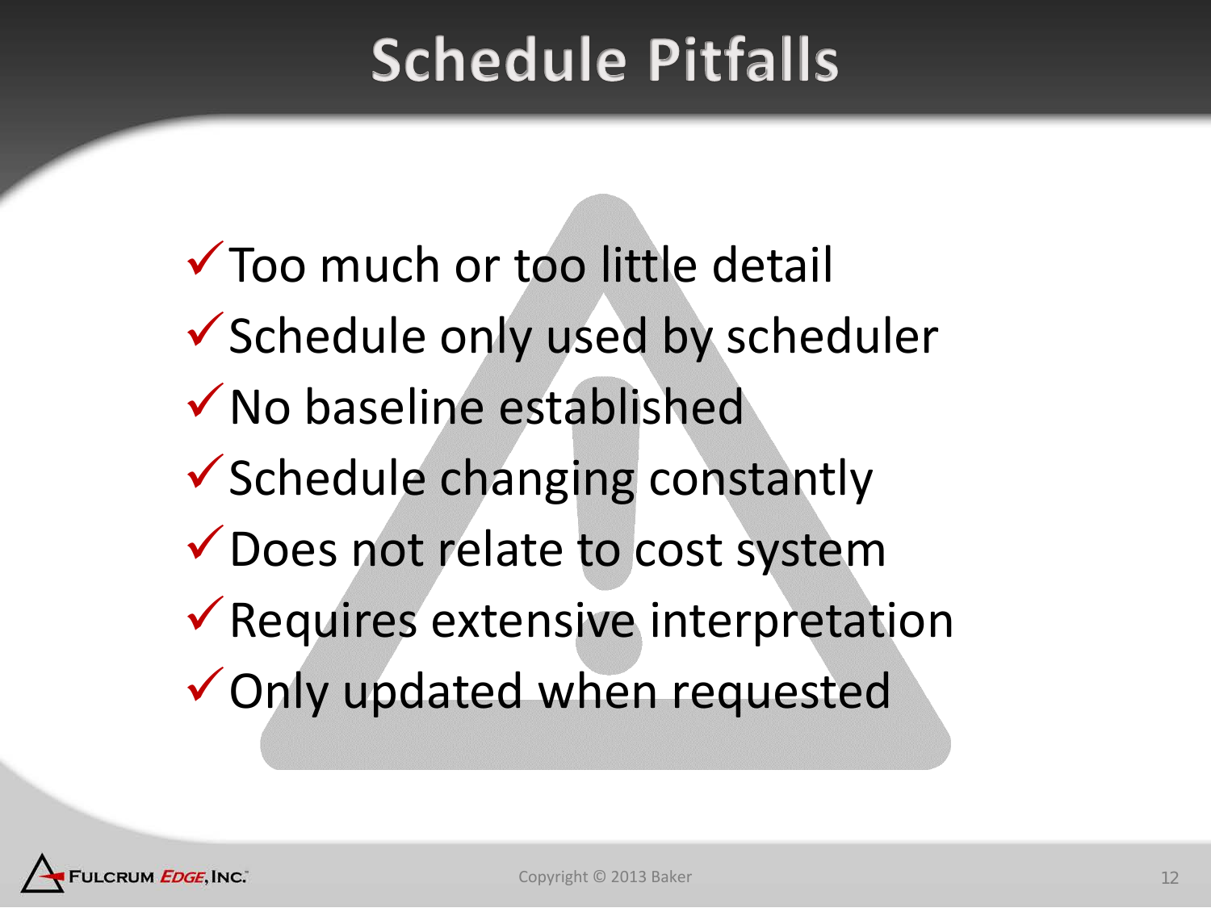# Schedule Pitfalls

- ✓ Too much or too little detail
- ✓ Schedule only used by scheduler
- ✓ No baseline established
- ✓ Schedule changing constantly
- ✓ Does not relate to cost system
- ✓ Requires extensive interpretation
- ✓ Only updated when requested